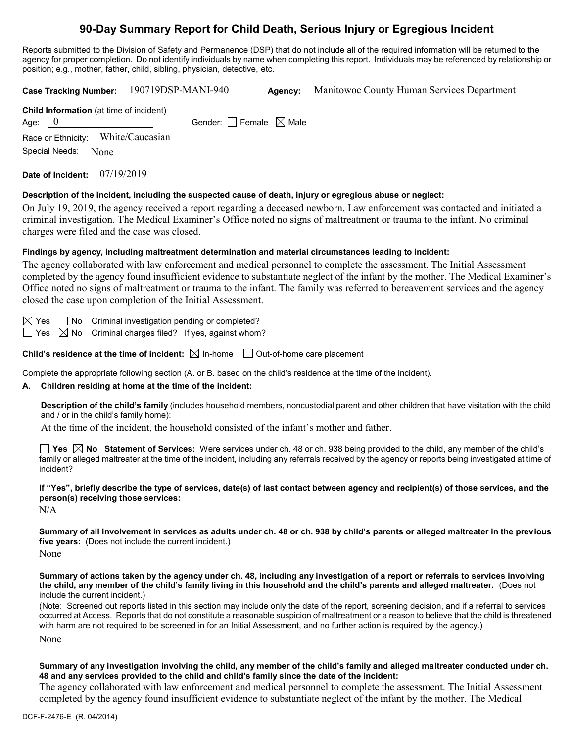# 90-Day Summary Report for Child Death, Serious Injury or Egregious Incident

Reports submitted to the Division of Safety and Permanence (DSP) that do not include all of the required information will be returned to the agency for proper completion. Do not identify individuals by name when completing this report. Individuals may be referenced by relationship or position; e.g., mother, father, child, sibling, physician, detective, etc.

**Case Tracking Number:** 190719DSP-MANI-940 **Agency:** Manitowoc County Human Services Department

**Child Information** (at time of incident)

Age: 0 Gender: ☐ Female ☒ Male

Race or Ethnicity: White/Caucasian

Special Needs: None

**Date of Incident:** 07/19/2019

**Description of the incident, including the suspected cause of death, injury or egregious abuse or neglect:**

On July 19, 2019, the agency received a report regarding a deceased newborn. Law enforcement was contacted and initiated a criminal investigation. The Medical Examiner's Office noted no signs of maltreatment or trauma to the infant. No criminal charges were filed and the case was closed.

**Findings by agency, including maltreatment determination and material circumstances leading to incident:**

The agency collaborated with law enforcement and medical personnel to complete the assessment. The Initial Assessment completed by the agency found insufficient evidence to substantiate neglect of the infant by the mother. The Medical Examiner's Office noted no signs of maltreatment or trauma to the infant. The family was referred to bereavement services and the agency closed the case upon completion of the Initial Assessment.

☒ Yes ☐ No Criminal investigation pending or completed?

☐ Yes ☒ No Criminal charges filed? If yes, against whom?

**Child's residence at the time of incident:** ☒ In-home ☐ Out-of-home care placement

Complete the appropriate following section (A. or B. based on the child's residence at the time of the incident).

**A. Children residing at home at the time of the incident:**

**Description of the child's family** (includes household members, noncustodial parent and other children that have visitation with the child and / or in the child's family home):

At the time of the incident, the household consisted of the infant's mother and father.

☐ **Yes** ☒ **No** **Statement of Services:** Were services under ch. 48 or ch. 938 being provided to the child, any member of the child's family or alleged maltreater at the time of the incident, including any referrals received by the agency or reports being investigated at time of incident?

**If "Yes", briefly describe the type of services, date(s) of last contact between agency and recipient(s) of those services, and the person(s) receiving those services:**

N/A

**Summary of all involvement in services as adults under ch. 48 or ch. 938 by child's parents or alleged maltreater in the previous five years:** (Does not include the current incident.)

None

**Summary of actions taken by the agency under ch. 48, including any investigation of a report or referrals to services involving the child, any member of the child's family living in this household and the child's parents and alleged maltreater.** (Does not include the current incident.)

(Note: Screened out reports listed in this section may include only the date of the report, screening decision, and if a referral to services occurred at Access. Reports that do not constitute a reasonable suspicion of maltreatment or a reason to believe that the child is threatened with harm are not required to be screened in for an Initial Assessment, and no further action is required by the agency.)

None

**Summary of any investigation involving the child, any member of the child's family and alleged maltreater conducted under ch. 48 and any services provided to the child and child's family since the date of the incident:**

The agency collaborated with law enforcement and medical personnel to complete the assessment. The Initial Assessment completed by the agency found insufficient evidence to substantiate neglect of the infant by the mother. The Medical

DCF-F-2476-E (R. 04/2014)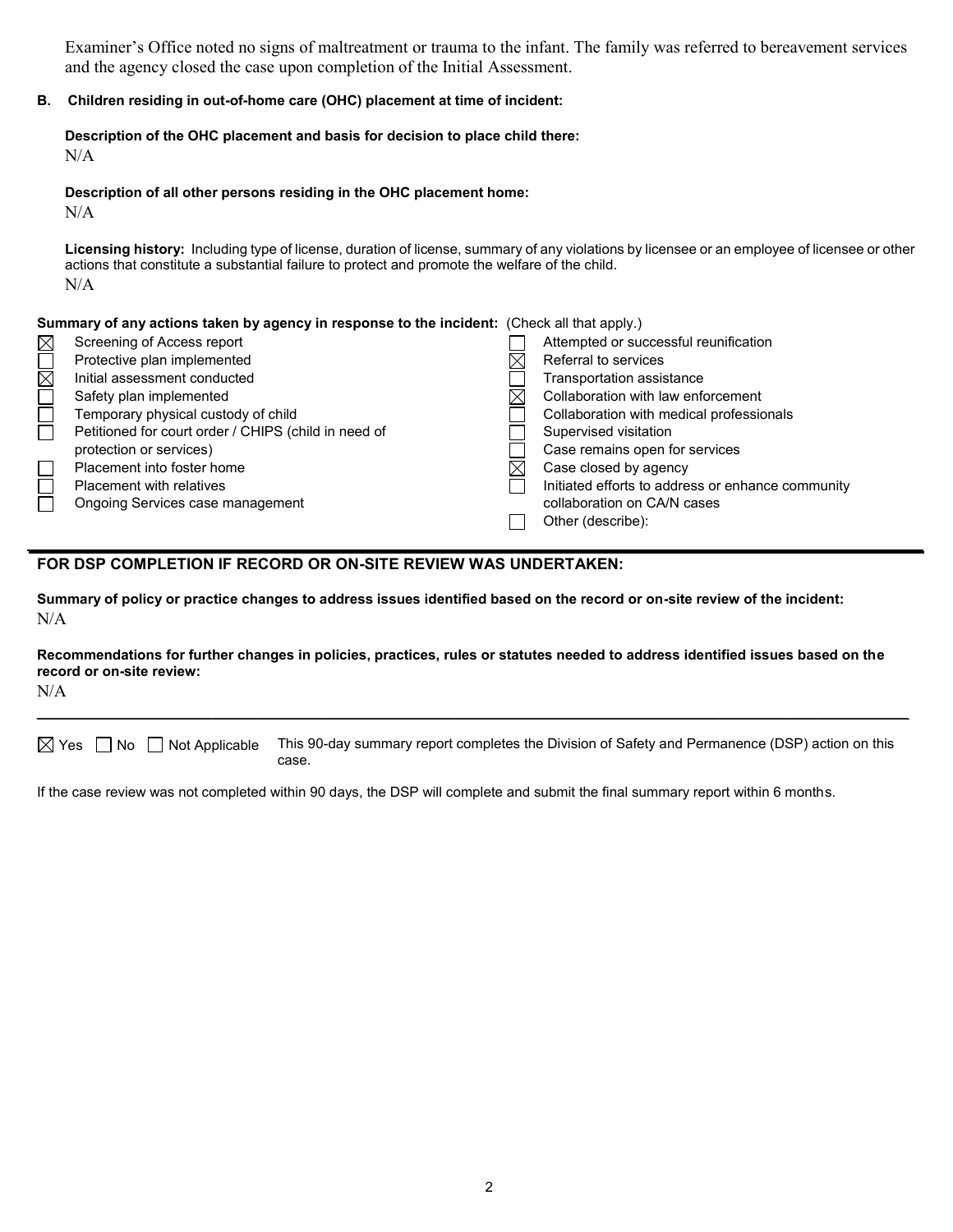Examiner's Office noted no signs of maltreatment or trauma to the infant. The family was referred to bereavement services and the agency closed the case upon completion of the Initial Assessment.

**B. Children residing in out-of-home care (OHC) placement at time of incident:**

**Description of the OHC placement and basis for decision to place child there:**
N/A

**Description of all other persons residing in the OHC placement home:**
N/A

**Licensing history:** Including type of license, duration of license, summary of any violations by licensee or an employee of licensee or other actions that constitute a substantial failure to protect and promote the welfare of the child.
N/A

**Summary of any actions taken by agency in response to the incident:** (Check all that apply.)

- ☒ Screening of Access report
- ☐ Protective plan implemented
- ☒ Initial assessment conducted
- ☐ Safety plan implemented
- ☐ Temporary physical custody of child
- ☐ Petitioned for court order / CHIPS (child in need of protection or services)
- ☐ Placement into foster home
- ☐ Placement with relatives
- ☐ Ongoing Services case management
- ☐ Attempted or successful reunification
- ☒ Referral to services
- ☐ Transportation assistance
- ☒ Collaboration with law enforcement
- ☐ Collaboration with medical professionals
- ☐ Supervised visitation
- ☐ Case remains open for services
- ☒ Case closed by agency
- ☐ Initiated efforts to address or enhance community collaboration on CA/N cases
- ☐ Other (describe):

---

## FOR DSP COMPLETION IF RECORD OR ON-SITE REVIEW WAS UNDERTAKEN:

**Summary of policy or practice changes to address issues identified based on the record or on-site review of the incident:**
N/A

**Recommendations for further changes in policies, practices, rules or statutes needed to address identified issues based on the record or on-site review:**
N/A

---

☒ Yes ☐ No ☐ Not Applicable This 90-day summary report completes the Division of Safety and Permanence (DSP) action on this case.

If the case review was not completed within 90 days, the DSP will complete and submit the final summary report within 6 months.